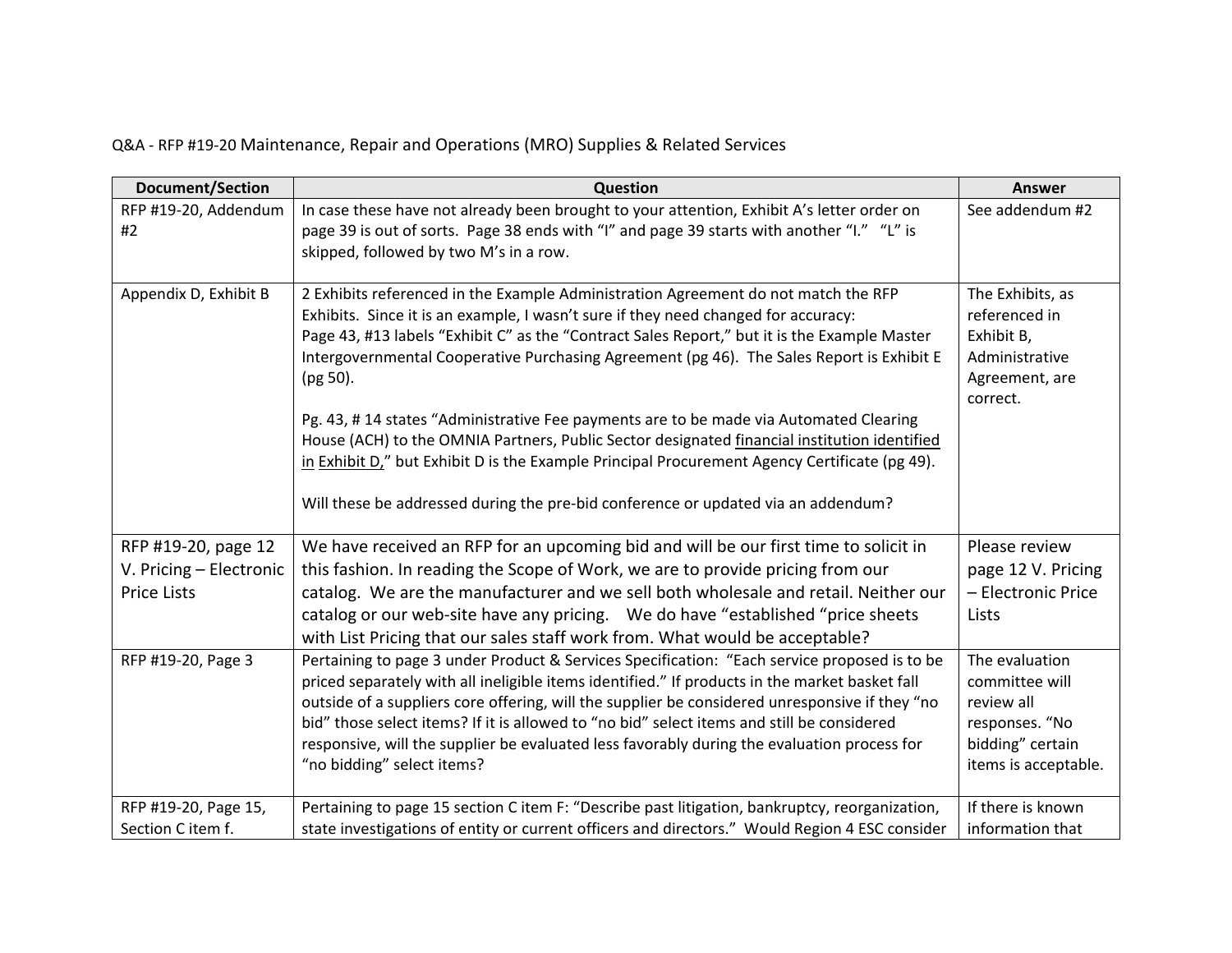Q&A - RFP #19-20 Maintenance, Repair and Operations (MRO) Supplies & Related Services

| Document/Section | Question | Answer |
| --- | --- | --- |
| RFP #19-20, Addendum #2 | In case these have not already been brought to your attention, Exhibit A's letter order on page 39 is out of sorts. Page 38 ends with "I" and page 39 starts with another "I." "L" is skipped, followed by two M's in a row. | See addendum #2 |
| Appendix D, Exhibit B | 2 Exhibits referenced in the Example Administration Agreement do not match the RFP Exhibits. Since it is an example, I wasn't sure if they need changed for accuracy:<br>Page 43, #13 labels "Exhibit C" as the "Contract Sales Report," but it is the Example Master Intergovernmental Cooperative Purchasing Agreement (pg 46). The Sales Report is Exhibit E (pg 50).<br><br>Pg. 43, # 14 states "Administrative Fee payments are to be made via Automated Clearing House (ACH) to the OMNIA Partners, Public Sector designated financial institution identified in Exhibit D," but Exhibit D is the Example Principal Procurement Agency Certificate (pg 49).<br><br>Will these be addressed during the pre-bid conference or updated via an addendum? | The Exhibits, as referenced in Exhibit B, Administrative Agreement, are correct. |
| RFP #19-20, page 12 V. Pricing – Electronic Price Lists | We have received an RFP for an upcoming bid and will be our first time to solicit in this fashion. In reading the Scope of Work, we are to provide pricing from our catalog. We are the manufacturer and we sell both wholesale and retail. Neither our catalog or our web-site have any pricing. We do have "established "price sheets with List Pricing that our sales staff work from. What would be acceptable? | Please review page 12 V. Pricing – Electronic Price Lists |
| RFP #19-20, Page 3 | Pertaining to page 3 under Product & Services Specification: "Each service proposed is to be priced separately with all ineligible items identified." If products in the market basket fall outside of a suppliers core offering, will the supplier be considered unresponsive if they "no bid" those select items? If it is allowed to "no bid" select items and still be considered responsive, will the supplier be evaluated less favorably during the evaluation process for "no bidding" select items? | The evaluation committee will review all responses. "No bidding" certain items is acceptable. |
| RFP #19-20, Page 15, Section C item f. | Pertaining to page 15 section C item F: "Describe past litigation, bankruptcy, reorganization, state investigations of entity or current officers and directors." Would Region 4 ESC consider | If there is known information that |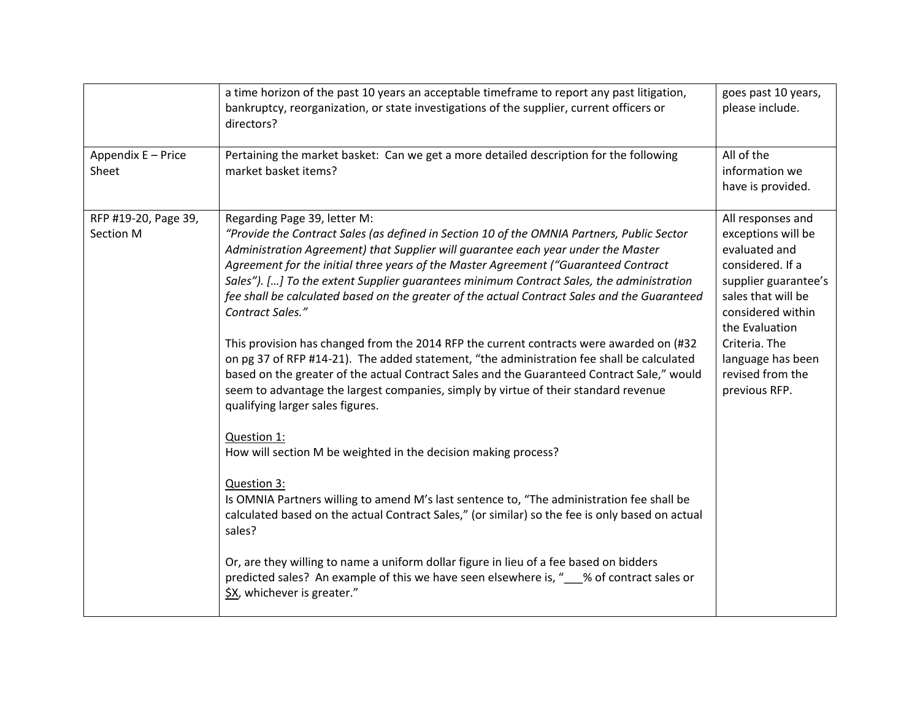|  |  |  |
|---|---|---|
|  | a time horizon of the past 10 years an acceptable timeframe to report any past litigation, bankruptcy, reorganization, or state investigations of the supplier, current officers or directors? | goes past 10 years, please include. |
| Appendix E – Price Sheet | Pertaining the market basket: Can we get a more detailed description for the following market basket items? | All of the information we have is provided. |
| RFP #19-20, Page 39, Section M | Regarding Page 39, letter M:<br>*"Provide the Contract Sales (as defined in Section 10 of the OMNIA Partners, Public Sector Administration Agreement) that Supplier will guarantee each year under the Master Agreement for the initial three years of the Master Agreement ("Guaranteed Contract Sales"). […] To the extent Supplier guarantees minimum Contract Sales, the administration fee shall be calculated based on the greater of the actual Contract Sales and the Guaranteed Contract Sales."*<br><br>This provision has changed from the 2014 RFP the current contracts were awarded on (#32 on pg 37 of RFP #14-21). The added statement, "the administration fee shall be calculated based on the greater of the actual Contract Sales and the Guaranteed Contract Sale," would seem to advantage the largest companies, simply by virtue of their standard revenue qualifying larger sales figures.<br><br><u>Question 1:</u><br>How will section M be weighted in the decision making process?<br><br><u>Question 3:</u><br>Is OMNIA Partners willing to amend M's last sentence to, "The administration fee shall be calculated based on the actual Contract Sales," (or similar) so the fee is only based on actual sales?<br><br>Or, are they willing to name a uniform dollar figure in lieu of a fee based on bidders predicted sales? An example of this we have seen elsewhere is, "___% of contract sales or <u>$X</u>, whichever is greater." | All responses and exceptions will be evaluated and considered. If a supplier guarantee's sales that will be considered within the Evaluation Criteria. The language has been revised from the previous RFP. |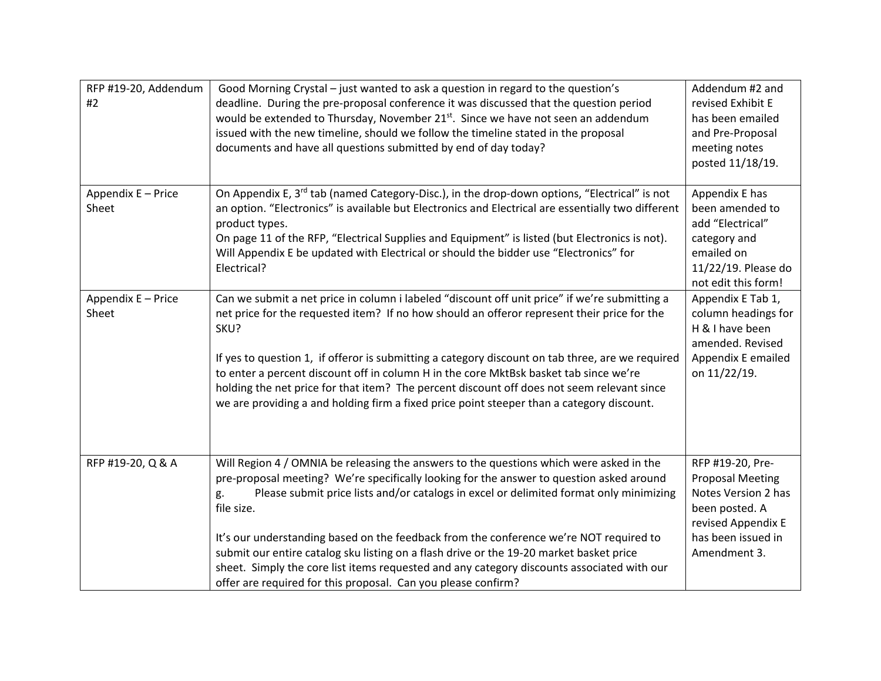| | | |
|---|---|---|
| RFP #19-20, Addendum #2 | Good Morning Crystal – just wanted to ask a question in regard to the question's deadline. During the pre-proposal conference it was discussed that the question period would be extended to Thursday, November 21st. Since we have not seen an addendum issued with the new timeline, should we follow the timeline stated in the proposal documents and have all questions submitted by end of day today? | Addendum #2 and revised Exhibit E has been emailed and Pre-Proposal meeting notes posted 11/18/19. |
| Appendix E – Price Sheet | On Appendix E, 3rd tab (named Category-Disc.), in the drop-down options, "Electrical" is not an option. "Electronics" is available but Electronics and Electrical are essentially two different product types.<br>On page 11 of the RFP, "Electrical Supplies and Equipment" is listed (but Electronics is not). Will Appendix E be updated with Electrical or should the bidder use "Electronics" for Electrical? | Appendix E has been amended to add "Electrical" category and emailed on 11/22/19. Please do not edit this form! |
| Appendix E – Price Sheet | Can we submit a net price in column i labeled "discount off unit price" if we're submitting a net price for the requested item? If no how should an offeror represent their price for the SKU?<br><br>If yes to question 1, if offeror is submitting a category discount on tab three, are we required to enter a percent discount off in column H in the core MktBsk basket tab since we're holding the net price for that item? The percent discount off does not seem relevant since we are providing a and holding firm a fixed price point steeper than a category discount. | Appendix E Tab 1, column headings for H & I have been amended. Revised Appendix E emailed on 11/22/19. |
| RFP #19-20, Q & A | Will Region 4 / OMNIA be releasing the answers to the questions which were asked in the pre-proposal meeting? We're specifically looking for the answer to question asked around<br>g. Please submit price lists and/or catalogs in excel or delimited format only minimizing file size.<br><br>It's our understanding based on the feedback from the conference we're NOT required to submit our entire catalog sku listing on a flash drive or the 19-20 market basket price sheet. Simply the core list items requested and any category discounts associated with our offer are required for this proposal. Can you please confirm? | RFP #19-20, Pre-Proposal Meeting Notes Version 2 has been posted. A revised Appendix E has been issued in Amendment 3. |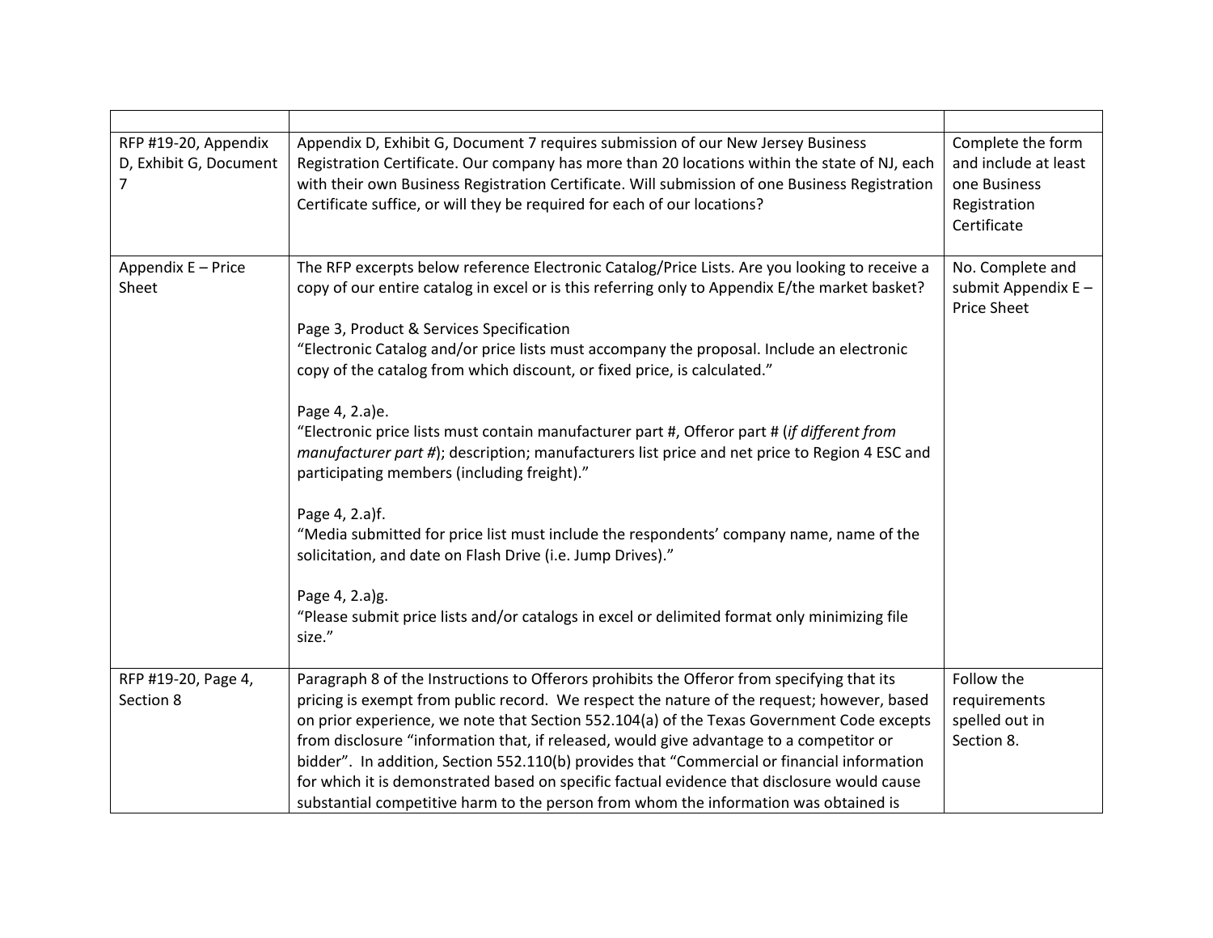| | | |
|---|---|---|
| RFP #19-20, Appendix D, Exhibit G, Document 7 | Appendix D, Exhibit G, Document 7 requires submission of our New Jersey Business Registration Certificate. Our company has more than 20 locations within the state of NJ, each with their own Business Registration Certificate. Will submission of one Business Registration Certificate suffice, or will they be required for each of our locations? | Complete the form and include at least one Business Registration Certificate |
| Appendix E – Price Sheet | The RFP excerpts below reference Electronic Catalog/Price Lists. Are you looking to receive a copy of our entire catalog in excel or is this referring only to Appendix E/the market basket?<br><br>Page 3, Product & Services Specification<br>"Electronic Catalog and/or price lists must accompany the proposal. Include an electronic copy of the catalog from which discount, or fixed price, is calculated."<br><br>Page 4, 2.a)e.<br>"Electronic price lists must contain manufacturer part #, Offeror part # (*if different from manufacturer part #*); description; manufacturers list price and net price to Region 4 ESC and participating members (including freight)."<br><br>Page 4, 2.a)f.<br>"Media submitted for price list must include the respondents' company name, name of the solicitation, and date on Flash Drive (i.e. Jump Drives)."<br><br>Page 4, 2.a)g.<br>"Please submit price lists and/or catalogs in excel or delimited format only minimizing file size." | No. Complete and submit Appendix E – Price Sheet |
| RFP #19-20, Page 4, Section 8 | Paragraph 8 of the Instructions to Offerors prohibits the Offeror from specifying that its pricing is exempt from public record. We respect the nature of the request; however, based on prior experience, we note that Section 552.104(a) of the Texas Government Code excepts from disclosure "information that, if released, would give advantage to a competitor or bidder". In addition, Section 552.110(b) provides that "Commercial or financial information for which it is demonstrated based on specific factual evidence that disclosure would cause substantial competitive harm to the person from whom the information was obtained is | Follow the requirements spelled out in Section 8. |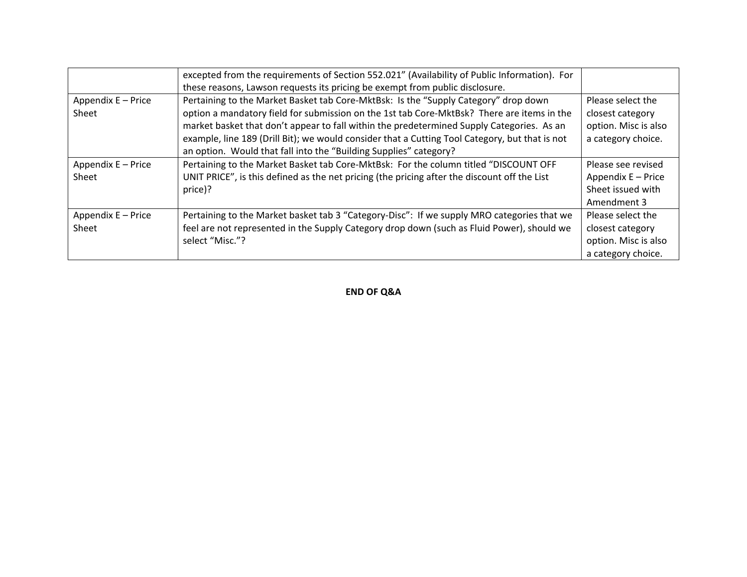| | | |
|---|---|---|
| | excepted from the requirements of Section 552.021" (Availability of Public Information). For these reasons, Lawson requests its pricing be exempt from public disclosure. | |
| Appendix E – Price Sheet | Pertaining to the Market Basket tab Core-MktBsk: Is the "Supply Category" drop down option a mandatory field for submission on the 1st tab Core-MktBsk? There are items in the market basket that don't appear to fall within the predetermined Supply Categories. As an example, line 189 (Drill Bit); we would consider that a Cutting Tool Category, but that is not an option. Would that fall into the "Building Supplies" category? | Please select the closest category option. Misc is also a category choice. |
| Appendix E – Price Sheet | Pertaining to the Market Basket tab Core-MktBsk: For the column titled "DISCOUNT OFF UNIT PRICE", is this defined as the net pricing (the pricing after the discount off the List price)? | Please see revised Appendix E – Price Sheet issued with Amendment 3 |
| Appendix E – Price Sheet | Pertaining to the Market basket tab 3 "Category-Disc": If we supply MRO categories that we feel are not represented in the Supply Category drop down (such as Fluid Power), should we select "Misc."? | Please select the closest category option. Misc is also a category choice. |

**END OF Q&A**